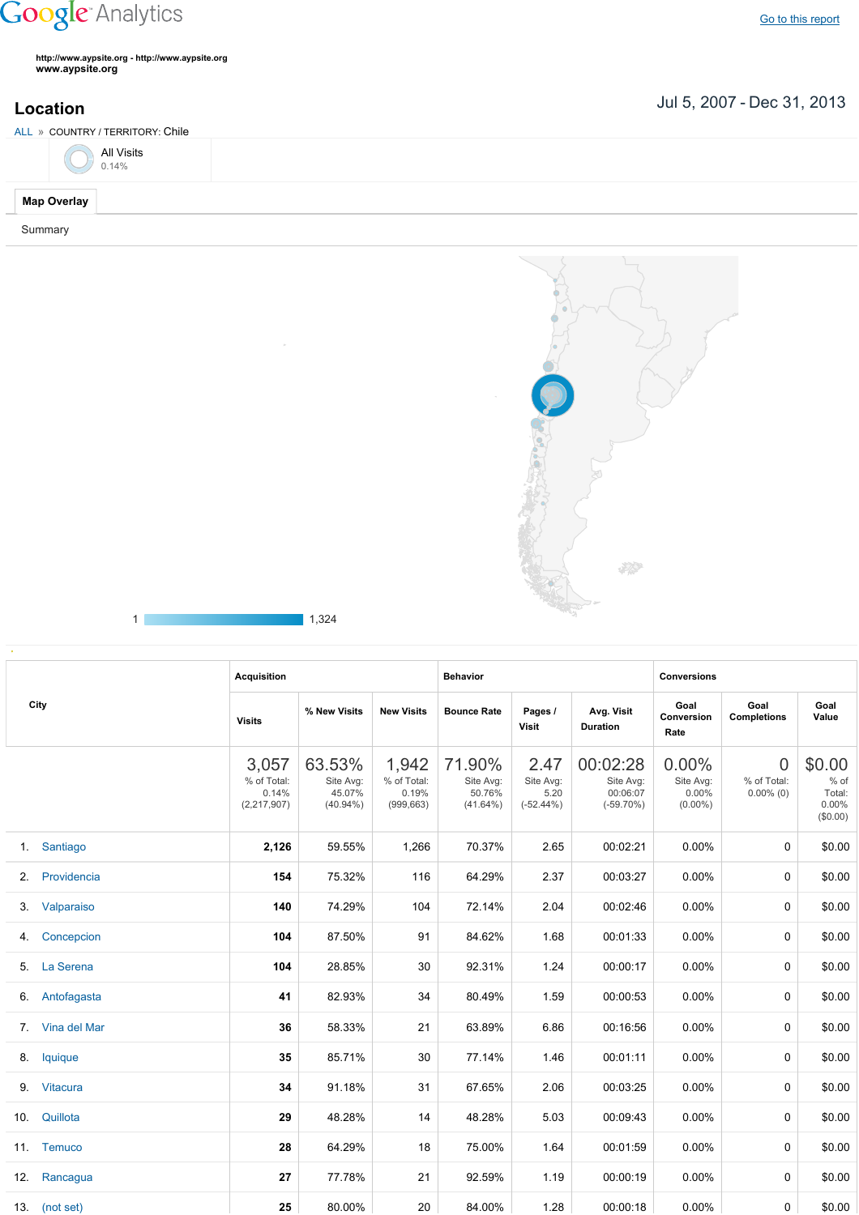Google Analytics

Go to this report

http://www.aypsite.org - http://www.aypsite.org
www.aypsite.org

## Location

Jul 5, 2007 - Dec 31, 2013

ALL » COUNTRY / TERRITORY: Chile

All Visits
0.14%

Map Overlay

Summary

1 — 1,324

| City | Acquisition | | | Behavior | | | Conversions | | |
|---|---|---|---|---|---|---|---|---|---|
| | Visits | % New Visits | New Visits | Bounce Rate | Pages / Visit | Avg. Visit Duration | Goal Conversion Rate | Goal Completions | Goal Value |
| | 3,057 % of Total: 0.14% (2,217,907) | 63.53% Site Avg: 45.07% (40.94%) | 1,942 % of Total: 0.19% (999,663) | 71.90% Site Avg: 50.76% (41.64%) | 2.47 Site Avg: 5.20 (-52.44%) | 00:02:28 Site Avg: 00:06:07 (-59.70%) | 0.00% Site Avg: 0.00% (0.00%) | 0 % of Total: 0.00% (0) | $0.00 % of Total: 0.00% ($0.00) |
| 1. Santiago | **2,126** | 59.55% | 1,266 | 70.37% | 2.65 | 00:02:21 | 0.00% | 0 | $0.00 |
| 2. Providencia | **154** | 75.32% | 116 | 64.29% | 2.37 | 00:03:27 | 0.00% | 0 | $0.00 |
| 3. Valparaiso | **140** | 74.29% | 104 | 72.14% | 2.04 | 00:02:46 | 0.00% | 0 | $0.00 |
| 4. Concepcion | **104** | 87.50% | 91 | 84.62% | 1.68 | 00:01:33 | 0.00% | 0 | $0.00 |
| 5. La Serena | **104** | 28.85% | 30 | 92.31% | 1.24 | 00:00:17 | 0.00% | 0 | $0.00 |
| 6. Antofagasta | **41** | 82.93% | 34 | 80.49% | 1.59 | 00:00:53 | 0.00% | 0 | $0.00 |
| 7. Vina del Mar | **36** | 58.33% | 21 | 63.89% | 6.86 | 00:16:56 | 0.00% | 0 | $0.00 |
| 8. Iquique | **35** | 85.71% | 30 | 77.14% | 1.46 | 00:01:11 | 0.00% | 0 | $0.00 |
| 9. Vitacura | **34** | 91.18% | 31 | 67.65% | 2.06 | 00:03:25 | 0.00% | 0 | $0.00 |
| 10. Quillota | **29** | 48.28% | 14 | 48.28% | 5.03 | 00:09:43 | 0.00% | 0 | $0.00 |
| 11. Temuco | **28** | 64.29% | 18 | 75.00% | 1.64 | 00:01:59 | 0.00% | 0 | $0.00 |
| 12. Rancagua | **27** | 77.78% | 21 | 92.59% | 1.19 | 00:00:19 | 0.00% | 0 | $0.00 |
| 13. (not set) | **25** | 80.00% | 20 | 84.00% | 1.28 | 00:00:18 | 0.00% | 0 | $0.00 |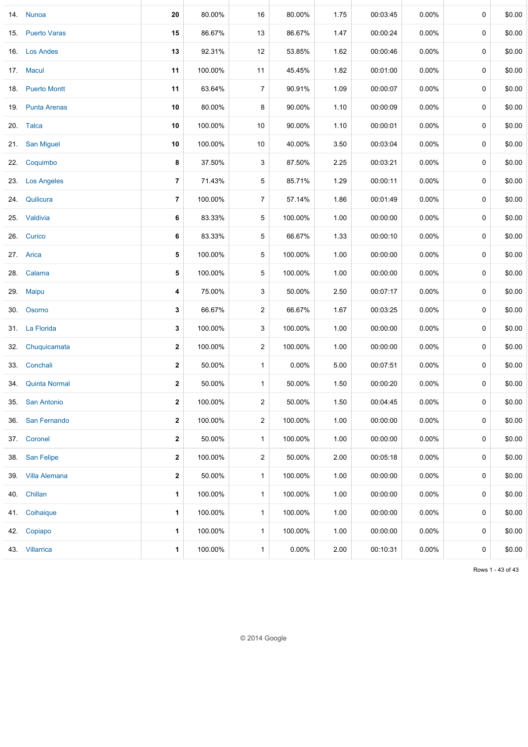| | | | | | | | | | |
|---|---|---|---|---|---|---|---|---|---|
| 14. Nunoa | 20 | 80.00% | 16 | 80.00% | 1.75 | 00:03:45 | 0.00% | 0 | $0.00 |
| 15. Puerto Varas | 15 | 86.67% | 13 | 86.67% | 1.47 | 00:00:24 | 0.00% | 0 | $0.00 |
| 16. Los Andes | 13 | 92.31% | 12 | 53.85% | 1.62 | 00:00:46 | 0.00% | 0 | $0.00 |
| 17. Macul | 11 | 100.00% | 11 | 45.45% | 1.82 | 00:01:00 | 0.00% | 0 | $0.00 |
| 18. Puerto Montt | 11 | 63.64% | 7 | 90.91% | 1.09 | 00:00:07 | 0.00% | 0 | $0.00 |
| 19. Punta Arenas | 10 | 80.00% | 8 | 90.00% | 1.10 | 00:00:09 | 0.00% | 0 | $0.00 |
| 20. Talca | 10 | 100.00% | 10 | 90.00% | 1.10 | 00:00:01 | 0.00% | 0 | $0.00 |
| 21. San Miguel | 10 | 100.00% | 10 | 40.00% | 3.50 | 00:03:04 | 0.00% | 0 | $0.00 |
| 22. Coquimbo | 8 | 37.50% | 3 | 87.50% | 2.25 | 00:03:21 | 0.00% | 0 | $0.00 |
| 23. Los Angeles | 7 | 71.43% | 5 | 85.71% | 1.29 | 00:00:11 | 0.00% | 0 | $0.00 |
| 24. Quilicura | 7 | 100.00% | 7 | 57.14% | 1.86 | 00:01:49 | 0.00% | 0 | $0.00 |
| 25. Valdivia | 6 | 83.33% | 5 | 100.00% | 1.00 | 00:00:00 | 0.00% | 0 | $0.00 |
| 26. Curico | 6 | 83.33% | 5 | 66.67% | 1.33 | 00:00:10 | 0.00% | 0 | $0.00 |
| 27. Arica | 5 | 100.00% | 5 | 100.00% | 1.00 | 00:00:00 | 0.00% | 0 | $0.00 |
| 28. Calama | 5 | 100.00% | 5 | 100.00% | 1.00 | 00:00:00 | 0.00% | 0 | $0.00 |
| 29. Maipu | 4 | 75.00% | 3 | 50.00% | 2.50 | 00:07:17 | 0.00% | 0 | $0.00 |
| 30. Osorno | 3 | 66.67% | 2 | 66.67% | 1.67 | 00:03:25 | 0.00% | 0 | $0.00 |
| 31. La Florida | 3 | 100.00% | 3 | 100.00% | 1.00 | 00:00:00 | 0.00% | 0 | $0.00 |
| 32. Chuquicamata | 2 | 100.00% | 2 | 100.00% | 1.00 | 00:00:00 | 0.00% | 0 | $0.00 |
| 33. Conchali | 2 | 50.00% | 1 | 0.00% | 5.00 | 00:07:51 | 0.00% | 0 | $0.00 |
| 34. Quinta Normal | 2 | 50.00% | 1 | 50.00% | 1.50 | 00:00:20 | 0.00% | 0 | $0.00 |
| 35. San Antonio | 2 | 100.00% | 2 | 50.00% | 1.50 | 00:04:45 | 0.00% | 0 | $0.00 |
| 36. San Fernando | 2 | 100.00% | 2 | 100.00% | 1.00 | 00:00:00 | 0.00% | 0 | $0.00 |
| 37. Coronel | 2 | 50.00% | 1 | 100.00% | 1.00 | 00:00:00 | 0.00% | 0 | $0.00 |
| 38. San Felipe | 2 | 100.00% | 2 | 50.00% | 2.00 | 00:05:18 | 0.00% | 0 | $0.00 |
| 39. Villa Alemana | 2 | 50.00% | 1 | 100.00% | 1.00 | 00:00:00 | 0.00% | 0 | $0.00 |
| 40. Chillan | 1 | 100.00% | 1 | 100.00% | 1.00 | 00:00:00 | 0.00% | 0 | $0.00 |
| 41. Coihaique | 1 | 100.00% | 1 | 100.00% | 1.00 | 00:00:00 | 0.00% | 0 | $0.00 |
| 42. Copiapo | 1 | 100.00% | 1 | 100.00% | 1.00 | 00:00:00 | 0.00% | 0 | $0.00 |
| 43. Villarrica | 1 | 100.00% | 1 | 0.00% | 2.00 | 00:10:31 | 0.00% | 0 | $0.00 |

Rows 1 - 43 of 43

© 2014 Google